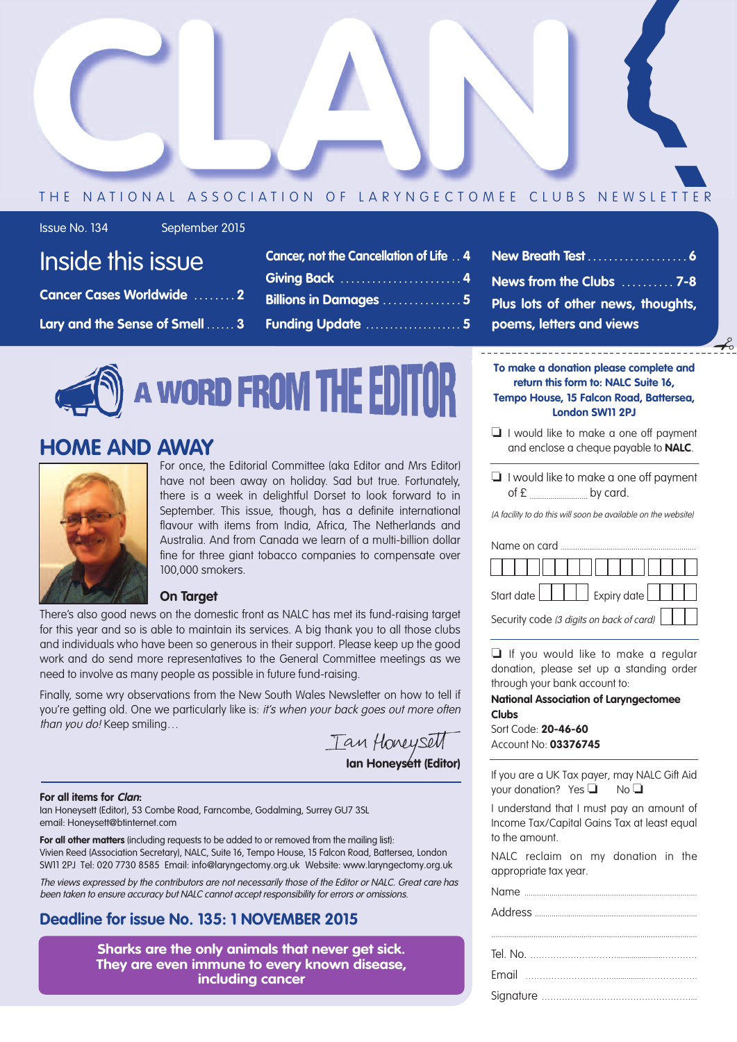# CLAN

THE NATIONAL ASSOCIATION OF LARYNGECTOMEE CLUBS NEWSLETTER

Issue No. 134 September 2015

## Inside this issue

- Cancer Cases Worldwide ........ 2
- Lary and the Sense of Smell ...... 3
- Cancer, not the Cancellation of Life .. 4
- Giving Back ........................ 4
- Billions in Damages ............... 5
- Funding Update .................... 5
- New Breath Test ................... 6
- News from the Clubs .......... 7-8
- Plus lots of other news, thoughts, poems, letters and views

# A WORD FROM THE EDITOR

## HOME AND AWAY

For once, the Editorial Committee (aka Editor and Mrs Editor) have not been away on holiday. Sad but true. Fortunately, there is a week in delightful Dorset to look forward to in September. This issue, though, has a definite international flavour with items from India, Africa, The Netherlands and Australia. And from Canada we learn of a multi-billion dollar fine for three giant tobacco companies to compensate over 100,000 smokers.

### On Target

There's also good news on the domestic front as NALC has met its fund-raising target for this year and so is able to maintain its services. A big thank you to all those clubs and individuals who have been so generous in their support. Please keep up the good work and do send more representatives to the General Committee meetings as we need to involve as many people as possible in future fund-raising.

Finally, some wry observations from the New South Wales Newsletter on how to tell if you're getting old. One we particularly like is: *it's when your back goes out more often than you do!* Keep smiling…

Ian Honeysett

**Ian Honeysett (Editor)**

**For all items for *Clan*:**
Ian Honeysett (Editor), 53 Combe Road, Farncombe, Godalming, Surrey GU7 3SL
email: Honeysett@btinternet.com

**For all other matters** (including requests to be added to or removed from the mailing list):
Vivien Reed (Association Secretary), NALC, Suite 16, Tempo House, 15 Falcon Road, Battersea, London SW11 2PJ Tel: 020 7730 8585 Email: info@laryngectomy.org.uk Website: www.laryngectomy.org.uk

*The views expressed by the contributors are not necessarily those of the Editor or NALC. Great care has been taken to ensure accuracy but NALC cannot accept responsibility for errors or omissions.*

## Deadline for issue No. 135: 1 NOVEMBER 2015

**Sharks are the only animals that never get sick. They are even immune to every known disease, including cancer**

---

**To make a donation please complete and return this form to: NALC Suite 16, Tempo House, 15 Falcon Road, Battersea, London SW11 2PJ**

❑ I would like to make a one off payment and enclose a cheque payable to **NALC**.

❑ I would like to make a one off payment of £ ................. by card.

*(A facility to do this will soon be available on the website)*

Name on card ..........................................

Start date ☐☐☐☐ Expiry date ☐☐☐☐

Security code *(3 digits on back of card)* ☐☐☐

❑ If you would like to make a regular donation, please set up a standing order through your bank account to:

**National Association of Laryngectomee Clubs**
Sort Code: **20-46-60**
Account No: **03376745**

If you are a UK Tax payer, may NALC Gift Aid your donation? Yes ❑ No ❑

I understand that I must pay an amount of Income Tax/Capital Gains Tax at least equal to the amount.

NALC reclaim on my donation in the appropriate tax year.

Name ..........................................

Address ..........................................

..........................................

Tel. No. ..........................................

Email ..........................................

Signature ..........................................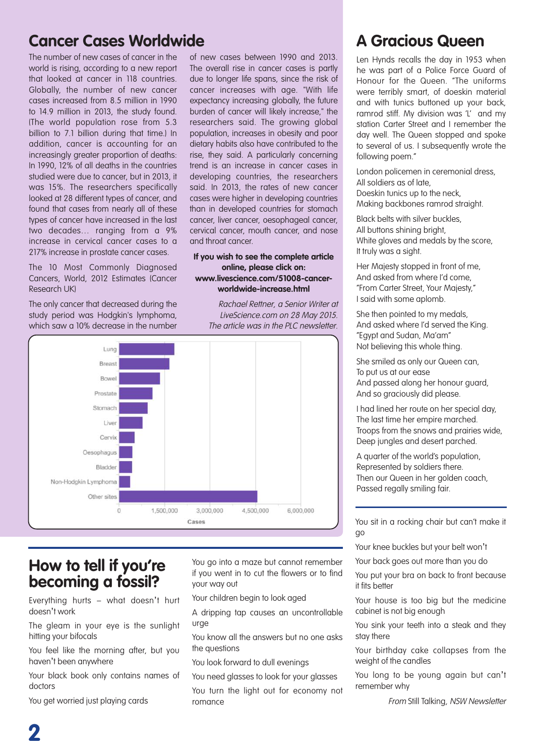# Cancer Cases Worldwide

The number of new cases of cancer in the world is rising, according to a new report that looked at cancer in 118 countries. Globally, the number of new cancer cases increased from 8.5 million in 1990 to 14.9 million in 2013, the study found. (The world population rose from 5.3 billion to 7.1 billion during that time.) In addition, cancer is accounting for an increasingly greater proportion of deaths: In 1990, 12% of all deaths in the countries studied were due to cancer, but in 2013, it was 15%. The researchers specifically looked at 28 different types of cancer, and found that cases from nearly all of these types of cancer have increased in the last two decades… ranging from a 9% increase in cervical cancer cases to a 217% increase in prostate cancer cases.

The 10 Most Commonly Diagnosed Cancers, World, 2012 Estimates (Cancer Research UK)

The only cancer that decreased during the study period was Hodgkin's lymphoma, which saw a 10% decrease in the number of new cases between 1990 and 2013. The overall rise in cancer cases is partly due to longer life spans, since the risk of cancer increases with age. "With life expectancy increasing globally, the future burden of cancer will likely increase," the researchers said. The growing global population, increases in obesity and poor dietary habits also have contributed to the rise, they said. A particularly concerning trend is an increase in cancer cases in developing countries, the researchers said. In 2013, the rates of new cancer cases were higher in developing countries than in developed countries for stomach cancer, liver cancer, oesophageal cancer, cervical cancer, mouth cancer, and nose and throat cancer.

**If you wish to see the complete article online, please click on: www.livescience.com/51008-cancer-worldwide-increase.html**

*Rachael Rettner, a Senior Writer at LiveScience.com on 28 May 2015. The article was in the PLC newsletter.*

Chart (Cases; axis 0 – 6,000,000): Lung, Breast, Bowel, Prostate, Stomach, Liver, Cervix, Oesophagus, Bladder, Non-Hodgkin Lymphoma, Other sites

# A Gracious Queen

Len Hynds recalls the day in 1953 when he was part of a Police Force Guard of Honour for the Queen. "The uniforms were terribly smart, of doeskin material and with tunics buttoned up your back, ramrod stiff. My division was 'L' and my station Carter Street and I remember the day well. The Queen stopped and spoke to several of us. I subsequently wrote the following poem."

London policemen in ceremonial dress,  
All soldiers as of late,  
Doeskin tunics up to the neck,  
Making backbones ramrod straight.

Black belts with silver buckles,  
All buttons shining bright,  
White gloves and medals by the score,  
It truly was a sight.

Her Majesty stopped in front of me,  
And asked from where I'd come,  
"From Carter Street, Your Majesty,"  
I said with some aplomb.

She then pointed to my medals,  
And asked where I'd served the King.  
"Egypt and Sudan, Ma'am"  
Not believing this whole thing.

She smiled as only our Queen can,  
To put us at our ease  
And passed along her honour guard,  
And so graciously did please.

I had lined her route on her special day,  
The last time her empire marched.  
Troops from the snows and prairies wide,  
Deep jungles and desert parched.

A quarter of the world's population,  
Represented by soldiers there.  
Then our Queen in her golden coach,  
Passed regally smiling fair.

# How to tell if you're becoming a fossil?

Everything hurts – what doesn't hurt doesn't work

The gleam in your eye is the sunlight hitting your bifocals

You feel like the morning after, but you haven't been anywhere

Your black book only contains names of doctors

You get worried just playing cards

You go into a maze but cannot remember if you went in to cut the flowers or to find your way out

Your children begin to look aged

A dripping tap causes an uncontrollable urge

You know all the answers but no one asks the questions

You look forward to dull evenings

You need glasses to look for your glasses

You turn the light out for economy not romance

You sit in a rocking chair but can't make it go

Your knee buckles but your belt won't

Your back goes out more than you do

You put your bra on back to front because it fits better

Your house is too big but the medicine cabinet is not big enough

You sink your teeth into a steak and they stay there

Your birthday cake collapses from the weight of the candles

You long to be young again but can't remember why

*From* Still Talking, *NSW Newsletter*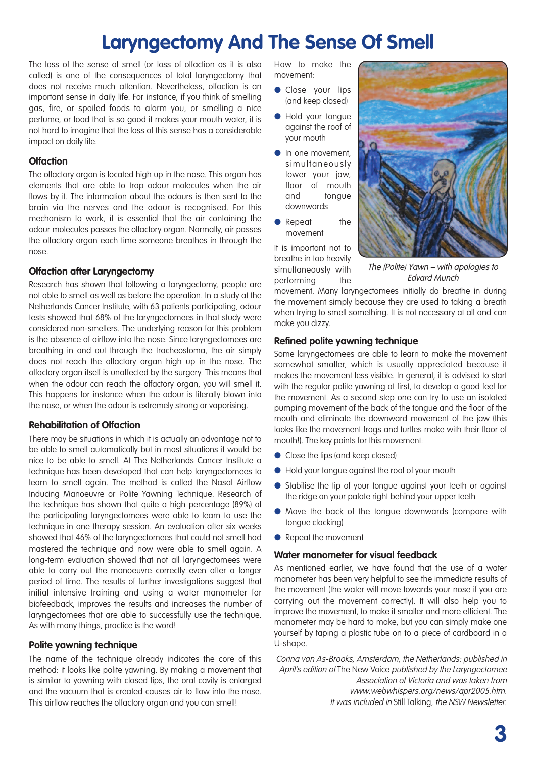# Laryngectomy And The Sense Of Smell

The loss of the sense of smell (or loss of olfaction as it is also called) is one of the consequences of total laryngectomy that does not receive much attention. Nevertheless, olfaction is an important sense in daily life. For instance, if you think of smelling gas, fire, or spoiled foods to alarm you, or smelling a nice perfume, or food that is so good it makes your mouth water, it is not hard to imagine that the loss of this sense has a considerable impact on daily life.

### Olfaction

The olfactory organ is located high up in the nose. This organ has elements that are able to trap odour molecules when the air flows by it. The information about the odours is then sent to the brain via the nerves and the odour is recognised. For this mechanism to work, it is essential that the air containing the odour molecules passes the olfactory organ. Normally, air passes the olfactory organ each time someone breathes in through the nose.

### Olfaction after Laryngectomy

Research has shown that following a laryngectomy, people are not able to smell as well as before the operation. In a study at the Netherlands Cancer Institute, with 63 patients participating, odour tests showed that 68% of the laryngectomees in that study were considered non-smellers. The underlying reason for this problem is the absence of airflow into the nose. Since laryngectomees are breathing in and out through the tracheostoma, the air simply does not reach the olfactory organ high up in the nose. The olfactory organ itself is unaffected by the surgery. This means that when the odour can reach the olfactory organ, you will smell it. This happens for instance when the odour is literally blown into the nose, or when the odour is extremely strong or vaporising.

### Rehabilitation of Olfaction

There may be situations in which it is actually an advantage not to be able to smell automatically but in most situations it would be nice to be able to smell. At The Netherlands Cancer Institute a technique has been developed that can help laryngectomees to learn to smell again. The method is called the Nasal Airflow Inducing Manoeuvre or Polite Yawning Technique. Research of the technique has shown that quite a high percentage (89%) of the participating laryngectomees were able to learn to use the technique in one therapy session. An evaluation after six weeks showed that 46% of the laryngectomees that could not smell had mastered the technique and now were able to smell again. A long-term evaluation showed that not all laryngectomees were able to carry out the manoeuvre correctly even after a longer period of time. The results of further investigations suggest that initial intensive training and using a water manometer for biofeedback, improves the results and increases the number of laryngectomees that are able to successfully use the technique. As with many things, practice is the word!

### Polite yawning technique

The name of the technique already indicates the core of this method: it looks like polite yawning. By making a movement that is similar to yawning with closed lips, the oral cavity is enlarged and the vacuum that is created causes air to flow into the nose. This airflow reaches the olfactory organ and you can smell!

How to make the movement:

- Close your lips (and keep closed)
- Hold your tongue against the roof of your mouth
- In one movement, simultaneously lower your jaw, floor of mouth and tongue downwards
- Repeat the movement

It is important not to breathe in too heavily simultaneously with performing the movement. Many laryngectomees initially do breathe in during the movement simply because they are used to taking a breath when trying to smell something. It is not necessary at all and can make you dizzy.

*The (Polite) Yawn – with apologies to Edvard Munch*

### Refined polite yawning technique

Some laryngectomees are able to learn to make the movement somewhat smaller, which is usually appreciated because it makes the movement less visible. In general, it is advised to start with the regular polite yawning at first, to develop a good feel for the movement. As a second step one can try to use an isolated pumping movement of the back of the tongue and the floor of the mouth and eliminate the downward movement of the jaw (this looks like the movement frogs and turtles make with their floor of mouth!). The key points for this movement:

- Close the lips (and keep closed)
- Hold your tongue against the roof of your mouth
- Stabilise the tip of your tongue against your teeth or against the ridge on your palate right behind your upper teeth
- Move the back of the tongue downwards (compare with tongue clacking)
- Repeat the movement

### Water manometer for visual feedback

As mentioned earlier, we have found that the use of a water manometer has been very helpful to see the immediate results of the movement (the water will move towards your nose if you are carrying out the movement correctly). It will also help you to improve the movement, to make it smaller and more efficient. The manometer may be hard to make, but you can simply make one yourself by taping a plastic tube on to a piece of cardboard in a U-shape.

*Corina van As-Brooks, Amsterdam, the Netherlands: published in April's edition of* The New Voice *published by the Laryngectomee Association of Victoria and was taken from www.webwhispers.org/news/apr2005.htm. It was included in* Still Talking, *the NSW Newsletter.*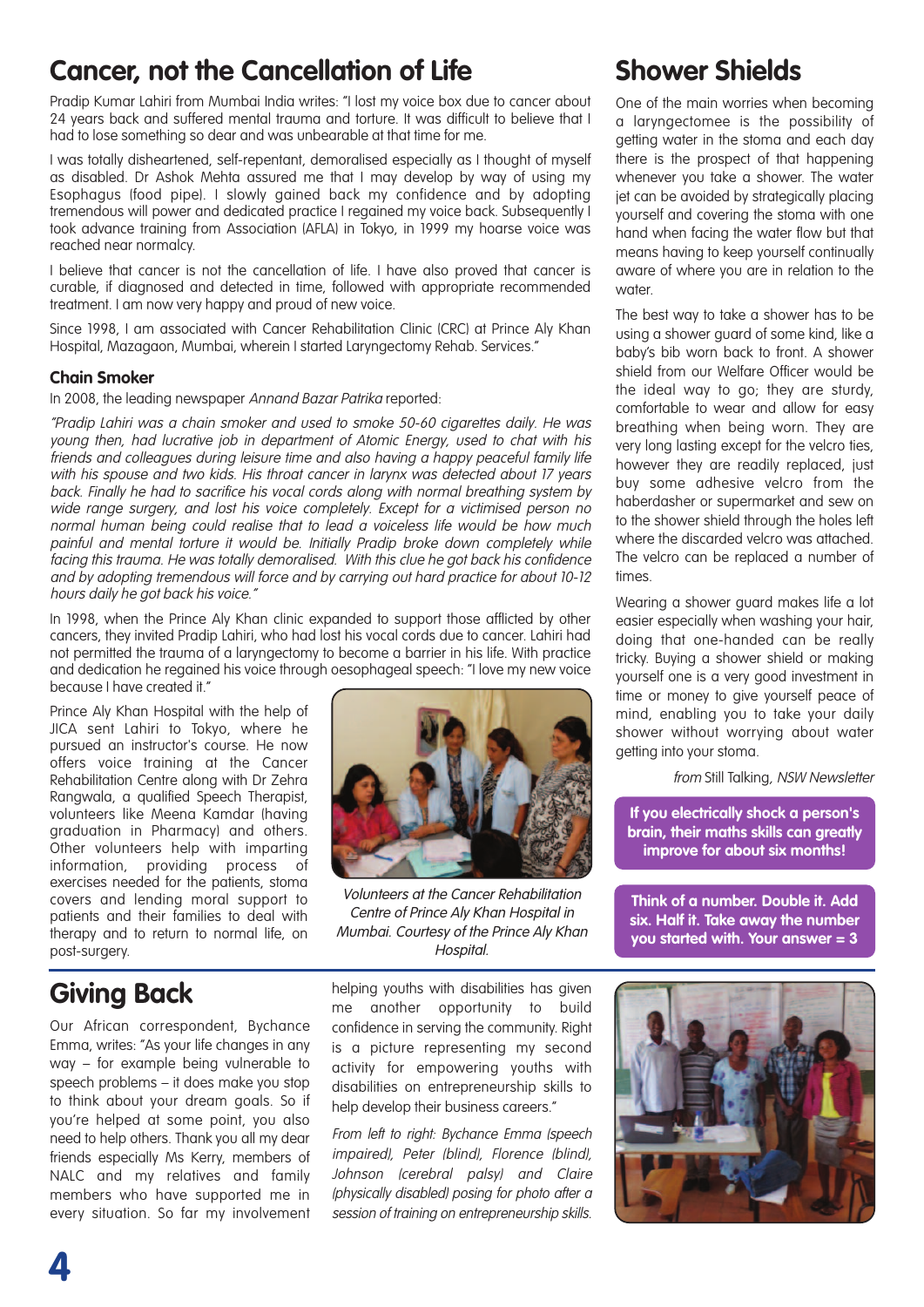# Cancer, not the Cancellation of Life

Pradip Kumar Lahiri from Mumbai India writes: "I lost my voice box due to cancer about 24 years back and suffered mental trauma and torture. It was difficult to believe that I had to lose something so dear and was unbearable at that time for me.

I was totally disheartened, self-repentant, demoralised especially as I thought of myself as disabled. Dr Ashok Mehta assured me that I may develop by way of using my Esophagus (food pipe). I slowly gained back my confidence and by adopting tremendous will power and dedicated practice I regained my voice back. Subsequently I took advance training from Association (AFLA) in Tokyo, in 1999 my hoarse voice was reached near normalcy.

I believe that cancer is not the cancellation of life. I have also proved that cancer is curable, if diagnosed and detected in time, followed with appropriate recommended treatment. I am now very happy and proud of new voice.

Since 1998, I am associated with Cancer Rehabilitation Clinic (CRC) at Prince Aly Khan Hospital, Mazagaon, Mumbai, wherein I started Laryngectomy Rehab. Services."

### Chain Smoker

In 2008, the leading newspaper *Annand Bazar Patrika* reported:

*"Pradip Lahiri was a chain smoker and used to smoke 50-60 cigarettes daily. He was young then, had lucrative job in department of Atomic Energy, used to chat with his friends and colleagues during leisure time and also having a happy peaceful family life with his spouse and two kids. His throat cancer in larynx was detected about 17 years back. Finally he had to sacrifice his vocal cords along with normal breathing system by wide range surgery, and lost his voice completely. Except for a victimised person no normal human being could realise that to lead a voiceless life would be how much painful and mental torture it would be. Initially Pradip broke down completely while facing this trauma. He was totally demoralised. With this clue he got back his confidence and by adopting tremendous will force and by carrying out hard practice for about 10-12 hours daily he got back his voice."*

In 1998, when the Prince Aly Khan clinic expanded to support those afflicted by other cancers, they invited Pradip Lahiri, who had lost his vocal cords due to cancer. Lahiri had not permitted the trauma of a laryngectomy to become a barrier in his life. With practice and dedication he regained his voice through oesophageal speech: "I love my new voice because I have created it."

Prince Aly Khan Hospital with the help of JICA sent Lahiri to Tokyo, where he pursued an instructor's course. He now offers voice training at the Cancer Rehabilitation Centre along with Dr Zehra Rangwala, a qualified Speech Therapist, volunteers like Meena Kamdar (having graduation in Pharmacy) and others. Other volunteers help with imparting information, providing process of exercises needed for the patients, stoma covers and lending moral support to patients and their families to deal with therapy and to return to normal life, on post-surgery.

*Volunteers at the Cancer Rehabilitation Centre of Prince Aly Khan Hospital in Mumbai. Courtesy of the Prince Aly Khan Hospital.*

# Shower Shields

One of the main worries when becoming a laryngectomee is the possibility of getting water in the stoma and each day there is the prospect of that happening whenever you take a shower. The water jet can be avoided by strategically placing yourself and covering the stoma with one hand when facing the water flow but that means having to keep yourself continually aware of where you are in relation to the water.

The best way to take a shower has to be using a shower guard of some kind, like a baby's bib worn back to front. A shower shield from our Welfare Officer would be the ideal way to go; they are sturdy, comfortable to wear and allow for easy breathing when being worn. They are very long lasting except for the velcro ties, however they are readily replaced, just buy some adhesive velcro from the haberdasher or supermarket and sew on to the shower shield through the holes left where the discarded velcro was attached. The velcro can be replaced a number of times.

Wearing a shower guard makes life a lot easier especially when washing your hair, doing that one-handed can be really tricky. Buying a shower shield or making yourself one is a very good investment in time or money to give yourself peace of mind, enabling you to take your daily shower without worrying about water getting into your stoma.

*from* Still Talking, *NSW Newsletter*

**If you electrically shock a person's brain, their maths skills can greatly improve for about six months!**

**Think of a number. Double it. Add six. Half it. Take away the number you started with. Your answer = 3**

# Giving Back

Our African correspondent, Bychance Emma, writes: "As your life changes in any way – for example being vulnerable to speech problems – it does make you stop to think about your dream goals. So if you're helped at some point, you also need to help others. Thank you all my dear friends especially Ms Kerry, members of NALC and my relatives and family members who have supported me in every situation. So far my involvement helping youths with disabilities has given me another opportunity to build confidence in serving the community. Right is a picture representing my second activity for empowering youths with disabilities on entrepreneurship skills to help develop their business careers."

*From left to right: Bychance Emma (speech impaired), Peter (blind), Florence (blind), Johnson (cerebral palsy) and Claire (physically disabled) posing for photo after a session of training on entrepreneurship skills.*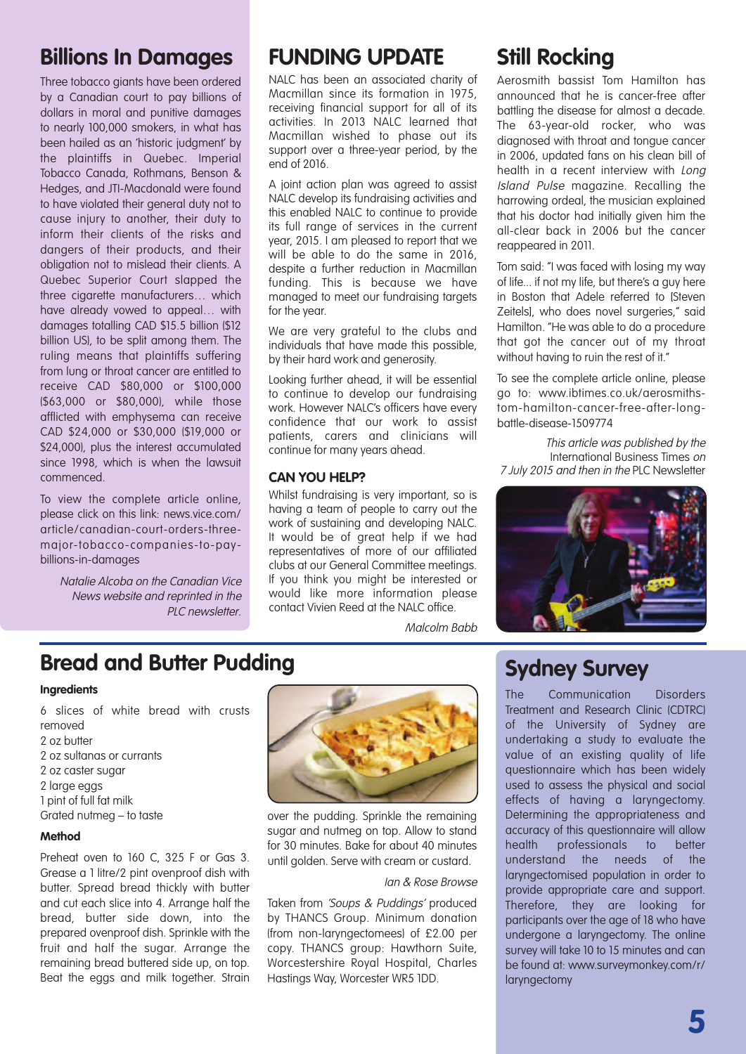## Billions In Damages

Three tobacco giants have been ordered by a Canadian court to pay billions of dollars in moral and punitive damages to nearly 100,000 smokers, in what has been hailed as an 'historic judgment' by the plaintiffs in Quebec. Imperial Tobacco Canada, Rothmans, Benson & Hedges, and JTI-Macdonald were found to have violated their general duty not to cause injury to another, their duty to inform their clients of the risks and dangers of their products, and their obligation not to mislead their clients. A Quebec Superior Court slapped the three cigarette manufacturers… which have already vowed to appeal… with damages totalling CAD $15.5 billion ($12 billion US), to be split among them. The ruling means that plaintiffs suffering from lung or throat cancer are entitled to receive CAD $80,000 or $100,000 ($63,000 or $80,000), while those afflicted with emphysema can receive CAD $24,000 or $30,000 ($19,000 or $24,000), plus the interest accumulated since 1998, which is when the lawsuit commenced.

To view the complete article online, please click on this link: news.vice.com/article/canadian-court-orders-three-major-tobacco-companies-to-pay-billions-in-damages

*Natalie Alcoba on the Canadian Vice News website and reprinted in the PLC newsletter.*

## FUNDING UPDATE

NALC has been an associated charity of Macmillan since its formation in 1975, receiving financial support for all of its activities. In 2013 NALC learned that Macmillan wished to phase out its support over a three-year period, by the end of 2016.

A joint action plan was agreed to assist NALC develop its fundraising activities and this enabled NALC to continue to provide its full range of services in the current year, 2015. I am pleased to report that we will be able to do the same in 2016, despite a further reduction in Macmillan funding. This is because we have managed to meet our fundraising targets for the year.

We are very grateful to the clubs and individuals that have made this possible, by their hard work and generosity.

Looking further ahead, it will be essential to continue to develop our fundraising work. However NALC's officers have every confidence that our work to assist patients, carers and clinicians will continue for many years ahead.

### CAN YOU HELP?

Whilst fundraising is very important, so is having a team of people to carry out the work of sustaining and developing NALC. It would be of great help if we had representatives of more of our affiliated clubs at our General Committee meetings. If you think you might be interested or would like more information please contact Vivien Reed at the NALC office.

*Malcolm Babb*

## Still Rocking

Aerosmith bassist Tom Hamilton has announced that he is cancer-free after battling the disease for almost a decade. The 63-year-old rocker, who was diagnosed with throat and tongue cancer in 2006, updated fans on his clean bill of health in a recent interview with *Long Island Pulse* magazine. Recalling the harrowing ordeal, the musician explained that his doctor had initially given him the all-clear back in 2006 but the cancer reappeared in 2011.

Tom said: "I was faced with losing my way of life... if not my life, but there's a guy here in Boston that Adele referred to [Steven Zeitels], who does novel surgeries," said Hamilton. "He was able to do a procedure that got the cancer out of my throat without having to ruin the rest of it."

To see the complete article online, please go to: www.ibtimes.co.uk/aerosmiths-tom-hamilton-cancer-free-after-long-battle-disease-1509774

*This article was published by the* International Business Times *on 7 July 2015 and then in the* PLC Newsletter

## Bread and Butter Pudding

**Ingredients**

6 slices of white bread with crusts removed
2 oz butter
2 oz sultanas or currants
2 oz caster sugar
2 large eggs
1 pint of full fat milk
Grated nutmeg – to taste

**Method**

Preheat oven to 160 C, 325 F or Gas 3. Grease a 1 litre/2 pint ovenproof dish with butter. Spread bread thickly with butter and cut each slice into 4. Arrange half the bread, butter side down, into the prepared ovenproof dish. Sprinkle with the fruit and half the sugar. Arrange the remaining bread buttered side up, on top. Beat the eggs and milk together. Strain over the pudding. Sprinkle the remaining sugar and nutmeg on top. Allow to stand for 30 minutes. Bake for about 40 minutes until golden. Serve with cream or custard.

*Ian & Rose Browse*

Taken from *'Soups & Puddings'* produced by THANCS Group. Minimum donation (from non-laryngectomees) of £2.00 per copy. THANCS group: Hawthorn Suite, Worcestershire Royal Hospital, Charles Hastings Way, Worcester WR5 1DD.

## Sydney Survey

The Communication Disorders Treatment and Research Clinic (CDTRC) of the University of Sydney are undertaking a study to evaluate the value of an existing quality of life questionnaire which has been widely used to assess the physical and social effects of having a laryngectomy. Determining the appropriateness and accuracy of this questionnaire will allow health professionals to better understand the needs of the laryngectomised population in order to provide appropriate care and support. Therefore, they are looking for participants over the age of 18 who have undergone a laryngectomy. The online survey will take 10 to 15 minutes and can be found at: www.surveymonkey.com/r/laryngectomy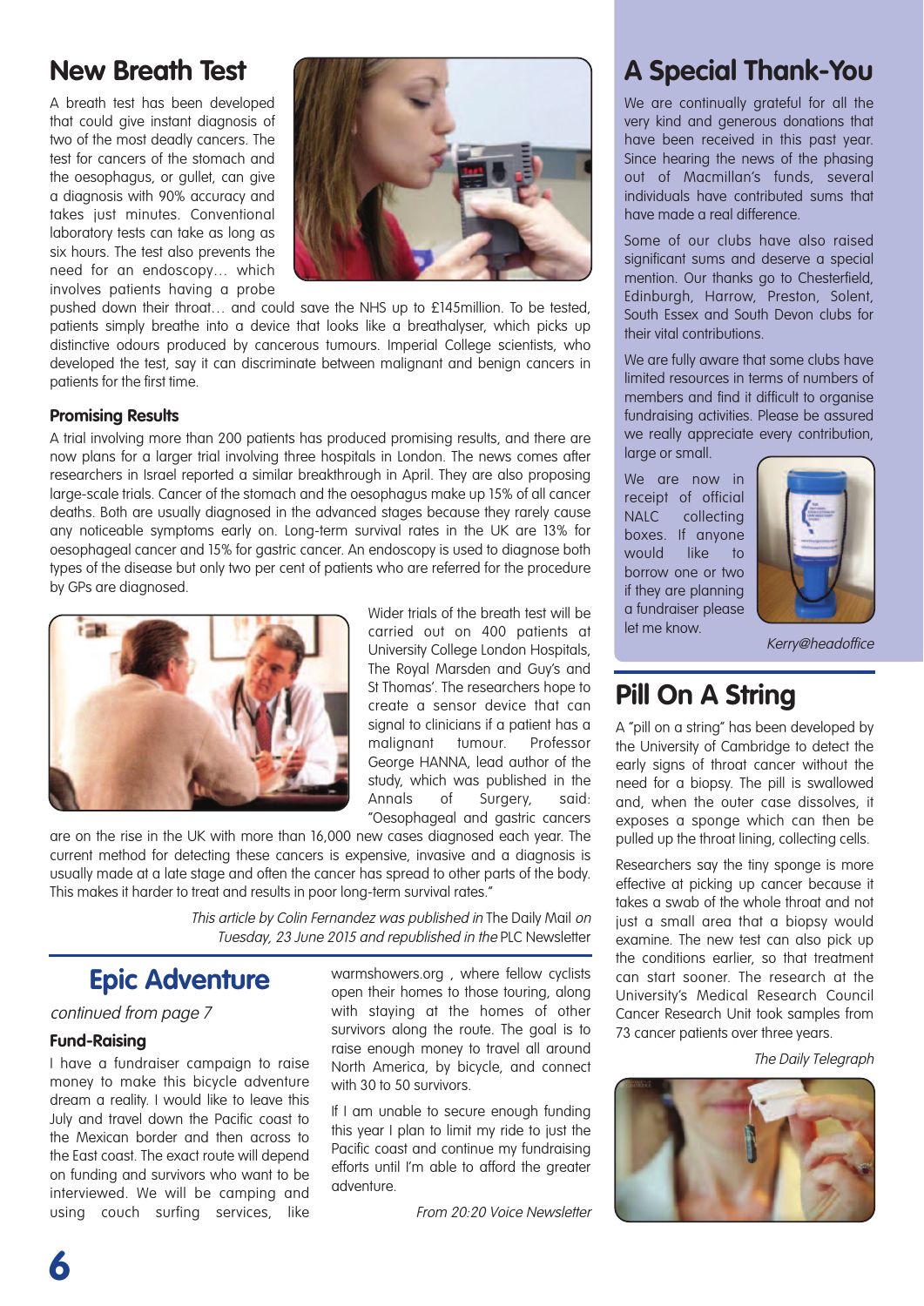## New Breath Test

A breath test has been developed that could give instant diagnosis of two of the most deadly cancers. The test for cancers of the stomach and the oesophagus, or gullet, can give a diagnosis with 90% accuracy and takes just minutes. Conventional laboratory tests can take as long as six hours. The test also prevents the need for an endoscopy… which involves patients having a probe pushed down their throat… and could save the NHS up to £145million. To be tested, patients simply breathe into a device that looks like a breathalyser, which picks up distinctive odours produced by cancerous tumours. Imperial College scientists, who developed the test, say it can discriminate between malignant and benign cancers in patients for the first time.

### Promising Results

A trial involving more than 200 patients has produced promising results, and there are now plans for a larger trial involving three hospitals in London. The news comes after researchers in Israel reported a similar breakthrough in April. They are also proposing large-scale trials. Cancer of the stomach and the oesophagus make up 15% of all cancer deaths. Both are usually diagnosed in the advanced stages because they rarely cause any noticeable symptoms early on. Long-term survival rates in the UK are 13% for oesophageal cancer and 15% for gastric cancer. An endoscopy is used to diagnose both types of the disease but only two per cent of patients who are referred for the procedure by GPs are diagnosed.

Wider trials of the breath test will be carried out on 400 patients at University College London Hospitals, The Royal Marsden and Guy's and St Thomas'. The researchers hope to create a sensor device that can signal to clinicians if a patient has a malignant tumour. Professor George HANNA, lead author of the study, which was published in the Annals of Surgery, said: "Oesophageal and gastric cancers are on the rise in the UK with more than 16,000 new cases diagnosed each year. The current method for detecting these cancers is expensive, invasive and a diagnosis is usually made at a late stage and often the cancer has spread to other parts of the body. This makes it harder to treat and results in poor long-term survival rates."

*This article by Colin Fernandez was published in* The Daily Mail *on Tuesday, 23 June 2015 and republished in the* PLC Newsletter

## Epic Adventure

*continued from page 7*

### Fund-Raising

I have a fundraiser campaign to raise money to make this bicycle adventure dream a reality. I would like to leave this July and travel down the Pacific coast to the Mexican border and then across to the East coast. The exact route will depend on funding and survivors who want to be interviewed. We will be camping and using couch surfing services, like warmshowers.org , where fellow cyclists open their homes to those touring, along with staying at the homes of other survivors along the route. The goal is to raise enough money to travel all around North America, by bicycle, and connect with 30 to 50 survivors.

If I am unable to secure enough funding this year I plan to limit my ride to just the Pacific coast and continue my fundraising efforts until I'm able to afford the greater adventure.

*From 20:20 Voice Newsletter*

## A Special Thank-You

We are continually grateful for all the very kind and generous donations that have been received in this past year. Since hearing the news of the phasing out of Macmillan's funds, several individuals have contributed sums that have made a real difference.

Some of our clubs have also raised significant sums and deserve a special mention. Our thanks go to Chesterfield, Edinburgh, Harrow, Preston, Solent, South Essex and South Devon clubs for their vital contributions.

We are fully aware that some clubs have limited resources in terms of numbers of members and find it difficult to organise fundraising activities. Please be assured we really appreciate every contribution, large or small.

We are now in receipt of official NALC collecting boxes. If anyone would like to borrow one or two if they are planning a fundraiser please let me know.

*Kerry@headoffice*

## Pill On A String

A "pill on a string" has been developed by the University of Cambridge to detect the early signs of throat cancer without the need for a biopsy. The pill is swallowed and, when the outer case dissolves, it exposes a sponge which can then be pulled up the throat lining, collecting cells.

Researchers say the tiny sponge is more effective at picking up cancer because it takes a swab of the whole throat and not just a small area that a biopsy would examine. The new test can also pick up the conditions earlier, so that treatment can start sooner. The research at the University's Medical Research Council Cancer Research Unit took samples from 73 cancer patients over three years.

*The Daily Telegraph*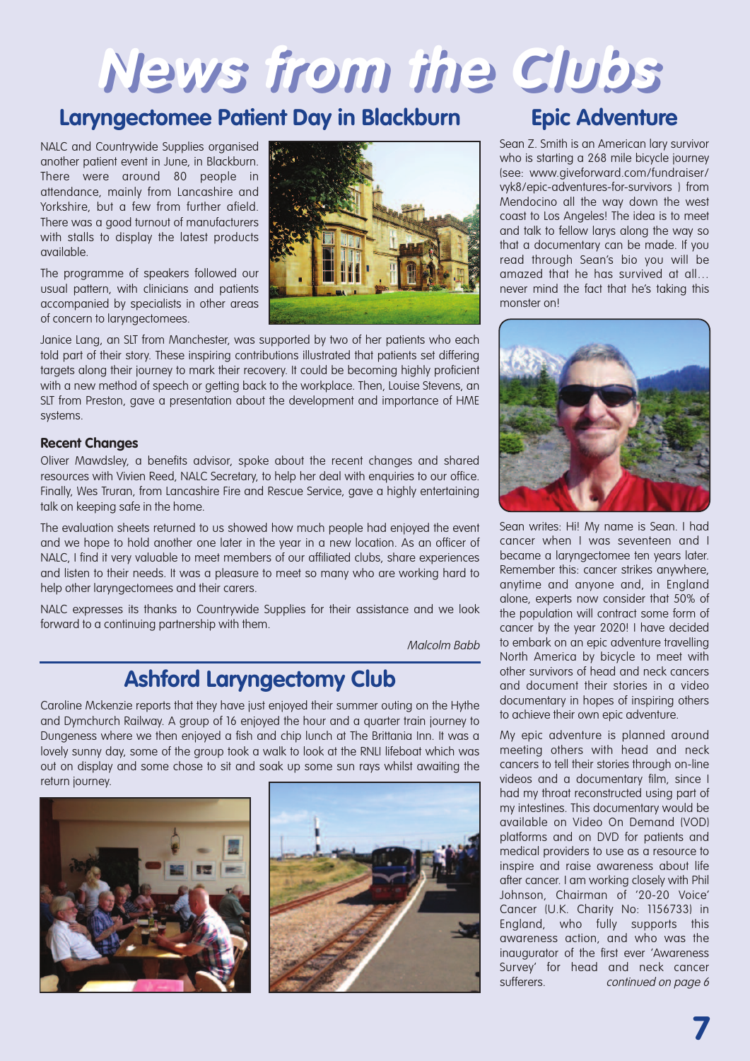# News from the Clubs

## Laryngectomee Patient Day in Blackburn

NALC and Countrywide Supplies organised another patient event in June, in Blackburn. There were around 80 people in attendance, mainly from Lancashire and Yorkshire, but a few from further afield. There was a good turnout of manufacturers with stalls to display the latest products available.

The programme of speakers followed our usual pattern, with clinicians and patients accompanied by specialists in other areas of concern to laryngectomees.

Janice Lang, an SLT from Manchester, was supported by two of her patients who each told part of their story. These inspiring contributions illustrated that patients set differing targets along their journey to mark their recovery. It could be becoming highly proficient with a new method of speech or getting back to the workplace. Then, Louise Stevens, an SLT from Preston, gave a presentation about the development and importance of HME systems.

**Recent Changes**

Oliver Mawdsley, a benefits advisor, spoke about the recent changes and shared resources with Vivien Reed, NALC Secretary, to help her deal with enquiries to our office. Finally, Wes Truran, from Lancashire Fire and Rescue Service, gave a highly entertaining talk on keeping safe in the home.

The evaluation sheets returned to us showed how much people had enjoyed the event and we hope to hold another one later in the year in a new location. As an officer of NALC, I find it very valuable to meet members of our affiliated clubs, share experiences and listen to their needs. It was a pleasure to meet so many who are working hard to help other laryngectomees and their carers.

NALC expresses its thanks to Countrywide Supplies for their assistance and we look forward to a continuing partnership with them.

*Malcolm Babb*

## Ashford Laryngectomy Club

Caroline Mckenzie reports that they have just enjoyed their summer outing on the Hythe and Dymchurch Railway. A group of 16 enjoyed the hour and a quarter train journey to Dungeness where we then enjoyed a fish and chip lunch at The Brittania Inn. It was a lovely sunny day, some of the group took a walk to look at the RNLI lifeboat which was out on display and some chose to sit and soak up some sun rays whilst awaiting the return journey.

## Epic Adventure

Sean Z. Smith is an American lary survivor who is starting a 268 mile bicycle journey (see: www.giveforward.com/fundraiser/vyk8/epic-adventures-for-survivors ) from Mendocino all the way down the west coast to Los Angeles! The idea is to meet and talk to fellow larys along the way so that a documentary can be made. If you read through Sean's bio you will be amazed that he has survived at all… never mind the fact that he's taking this monster on!

Sean writes: Hi! My name is Sean. I had cancer when I was seventeen and I became a laryngectomee ten years later. Remember this: cancer strikes anywhere, anytime and anyone and, in England alone, experts now consider that 50% of the population will contract some form of cancer by the year 2020! I have decided to embark on an epic adventure travelling North America by bicycle to meet with other survivors of head and neck cancers and document their stories in a video documentary in hopes of inspiring others to achieve their own epic adventure.

My epic adventure is planned around meeting others with head and neck cancers to tell their stories through on-line videos and a documentary film, since I had my throat reconstructed using part of my intestines. This documentary would be available on Video On Demand (VOD) platforms and on DVD for patients and medical providers to use as a resource to inspire and raise awareness about life after cancer. I am working closely with Phil Johnson, Chairman of '20-20 Voice' Cancer (U.K. Charity No: 1156733) in England, who fully supports this awareness action, and who was the inaugurator of the first ever 'Awareness Survey' for head and neck cancer sufferers. *continued on page 6*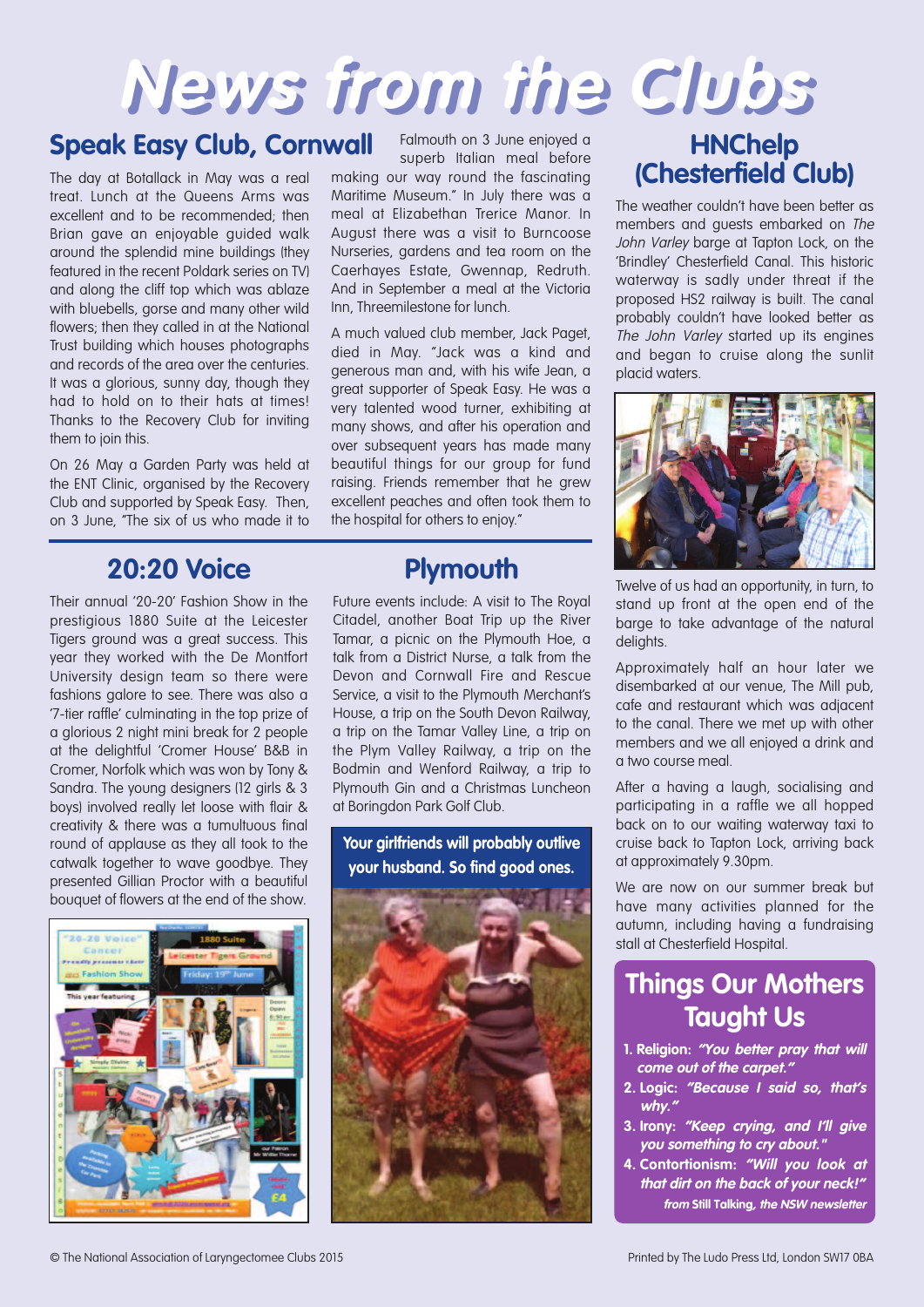# News from the Clubs

## Speak Easy Club, Cornwall

The day at Botallack in May was a real treat. Lunch at the Queens Arms was excellent and to be recommended; then Brian gave an enjoyable guided walk around the splendid mine buildings (they featured in the recent Poldark series on TV) and along the cliff top which was ablaze with bluebells, gorse and many other wild flowers; then they called in at the National Trust building which houses photographs and records of the area over the centuries. It was a glorious, sunny day, though they had to hold on to their hats at times! Thanks to the Recovery Club for inviting them to join this.

On 26 May a Garden Party was held at the ENT Clinic, organised by the Recovery Club and supported by Speak Easy. Then, on 3 June, "The six of us who made it to Falmouth on 3 June enjoyed a superb Italian meal before making our way round the fascinating Maritime Museum." In July there was a meal at Elizabethan Trerice Manor. In August there was a visit to Burncoose Nurseries, gardens and tea room on the Caerhayes Estate, Gwennap, Redruth. And in September a meal at the Victoria Inn, Threemilestone for lunch.

A much valued club member, Jack Paget, died in May. "Jack was a kind and generous man and, with his wife Jean, a great supporter of Speak Easy. He was a very talented wood turner, exhibiting at many shows, and after his operation and over subsequent years has made many beautiful things for our group for fund raising. Friends remember that he grew excellent peaches and often took them to the hospital for others to enjoy."

## HNChelp (Chesterfield Club)

The weather couldn't have been better as members and guests embarked on *The John Varley* barge at Tapton Lock, on the 'Brindley' Chesterfield Canal. This historic waterway is sadly under threat if the proposed HS2 railway is built. The canal probably couldn't have looked better as *The John Varley* started up its engines and began to cruise along the sunlit placid waters.

Twelve of us had an opportunity, in turn, to stand up front at the open end of the barge to take advantage of the natural delights.

Approximately half an hour later we disembarked at our venue, The Mill pub, cafe and restaurant which was adjacent to the canal. There we met up with other members and we all enjoyed a drink and a two course meal.

After a having a laugh, socialising and participating in a raffle we all hopped back on to our waiting waterway taxi to cruise back to Tapton Lock, arriving back at approximately 9.30pm.

We are now on our summer break but have many activities planned for the autumn, including having a fundraising stall at Chesterfield Hospital.

## 20:20 Voice

Their annual '20-20' Fashion Show in the prestigious 1880 Suite at the Leicester Tigers ground was a great success. This year they worked with the De Montfort University design team so there were fashions galore to see. There was also a '7-tier raffle' culminating in the top prize of a glorious 2 night mini break for 2 people at the delightful 'Cromer House' B&B in Cromer, Norfolk which was won by Tony & Sandra. The young designers (12 girls & 3 boys) involved really let loose with flair & creativity & there was a tumultuous final round of applause as they all took to the catwalk together to wave goodbye. They presented Gillian Proctor with a beautiful bouquet of flowers at the end of the show.

## Plymouth

Future events include: A visit to The Royal Citadel, another Boat Trip up the River Tamar, a picnic on the Plymouth Hoe, a talk from a District Nurse, a talk from the Devon and Cornwall Fire and Rescue Service, a visit to the Plymouth Merchant's House, a trip on the South Devon Railway, a trip on the Tamar Valley Line, a trip on the Plym Valley Railway, a trip on the Bodmin and Wenford Railway, a trip to Plymouth Gin and a Christmas Luncheon at Boringdon Park Golf Club.

**Your girlfriends will probably outlive your husband. So find good ones.**

## Things Our Mothers Taught Us

1. **Religion:** ***"You better pray that will come out of the carpet."***
2. **Logic:** ***"Because I said so, that's why."***
3. **Irony:** ***"Keep crying, and I'll give you something to cry about."***
4. **Contortionism:** ***"Will you look at that dirt on the back of your neck!"***

*from* **Still Talking**, *the NSW newsletter*

© The National Association of Laryngectomee Clubs 2015

Printed by The Ludo Press Ltd, London SW17 0BA